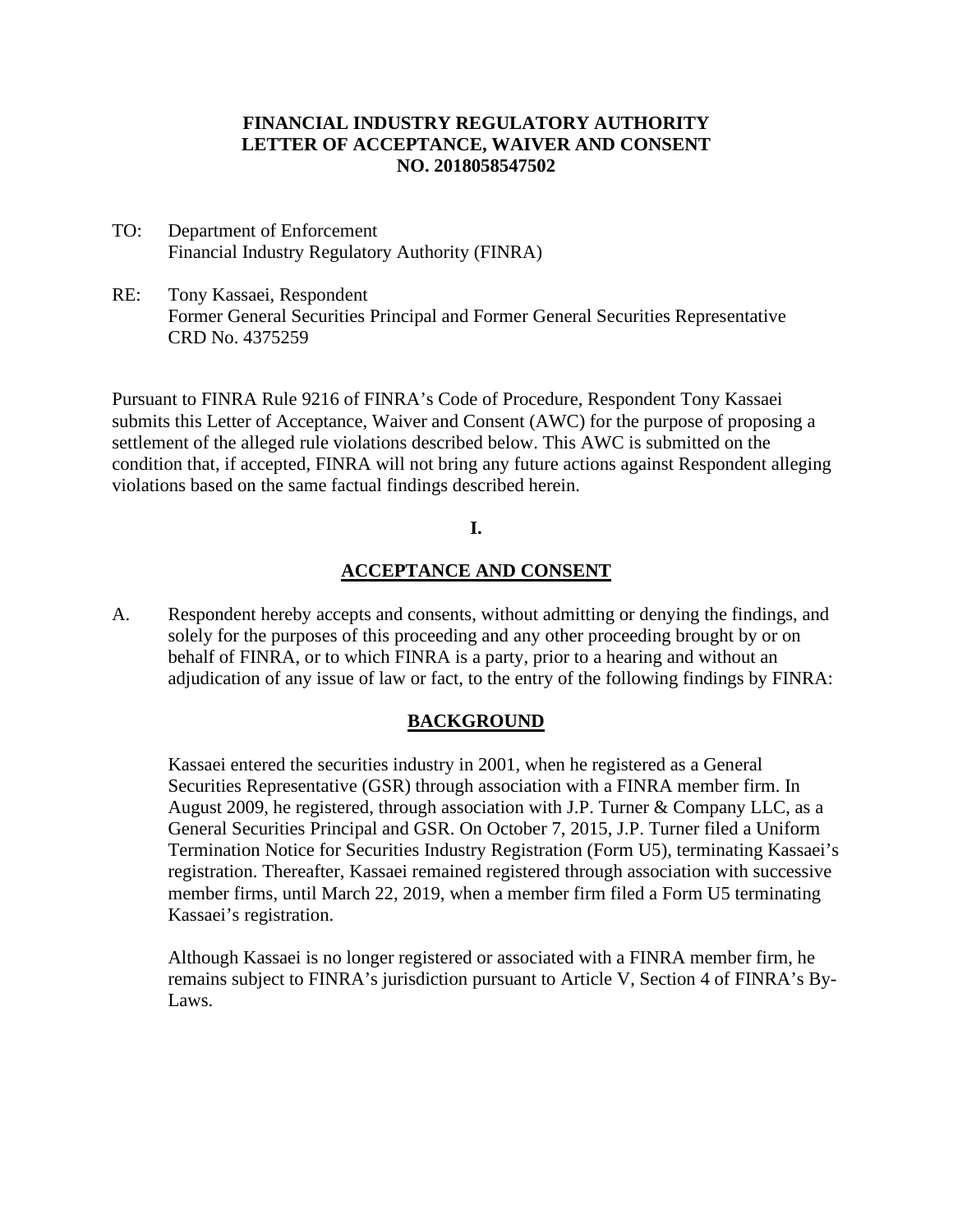**FINANCIAL INDUSTRY REGULATORY AUTHORITY**
**LETTER OF ACCEPTANCE, WAIVER AND CONSENT**
**NO. 2018058547502**

TO: Department of Enforcement
Financial Industry Regulatory Authority (FINRA)

RE: Tony Kassaei, Respondent
Former General Securities Principal and Former General Securities Representative
CRD No. 4375259

Pursuant to FINRA Rule 9216 of FINRA's Code of Procedure, Respondent Tony Kassaei submits this Letter of Acceptance, Waiver and Consent (AWC) for the purpose of proposing a settlement of the alleged rule violations described below. This AWC is submitted on the condition that, if accepted, FINRA will not bring any future actions against Respondent alleging violations based on the same factual findings described herein.

**I.**

**ACCEPTANCE AND CONSENT**

A. Respondent hereby accepts and consents, without admitting or denying the findings, and solely for the purposes of this proceeding and any other proceeding brought by or on behalf of FINRA, or to which FINRA is a party, prior to a hearing and without an adjudication of any issue of law or fact, to the entry of the following findings by FINRA:

**BACKGROUND**

Kassaei entered the securities industry in 2001, when he registered as a General Securities Representative (GSR) through association with a FINRA member firm. In August 2009, he registered, through association with J.P. Turner & Company LLC, as a General Securities Principal and GSR. On October 7, 2015, J.P. Turner filed a Uniform Termination Notice for Securities Industry Registration (Form U5), terminating Kassaei's registration. Thereafter, Kassaei remained registered through association with successive member firms, until March 22, 2019, when a member firm filed a Form U5 terminating Kassaei's registration.

Although Kassaei is no longer registered or associated with a FINRA member firm, he remains subject to FINRA's jurisdiction pursuant to Article V, Section 4 of FINRA's By-Laws.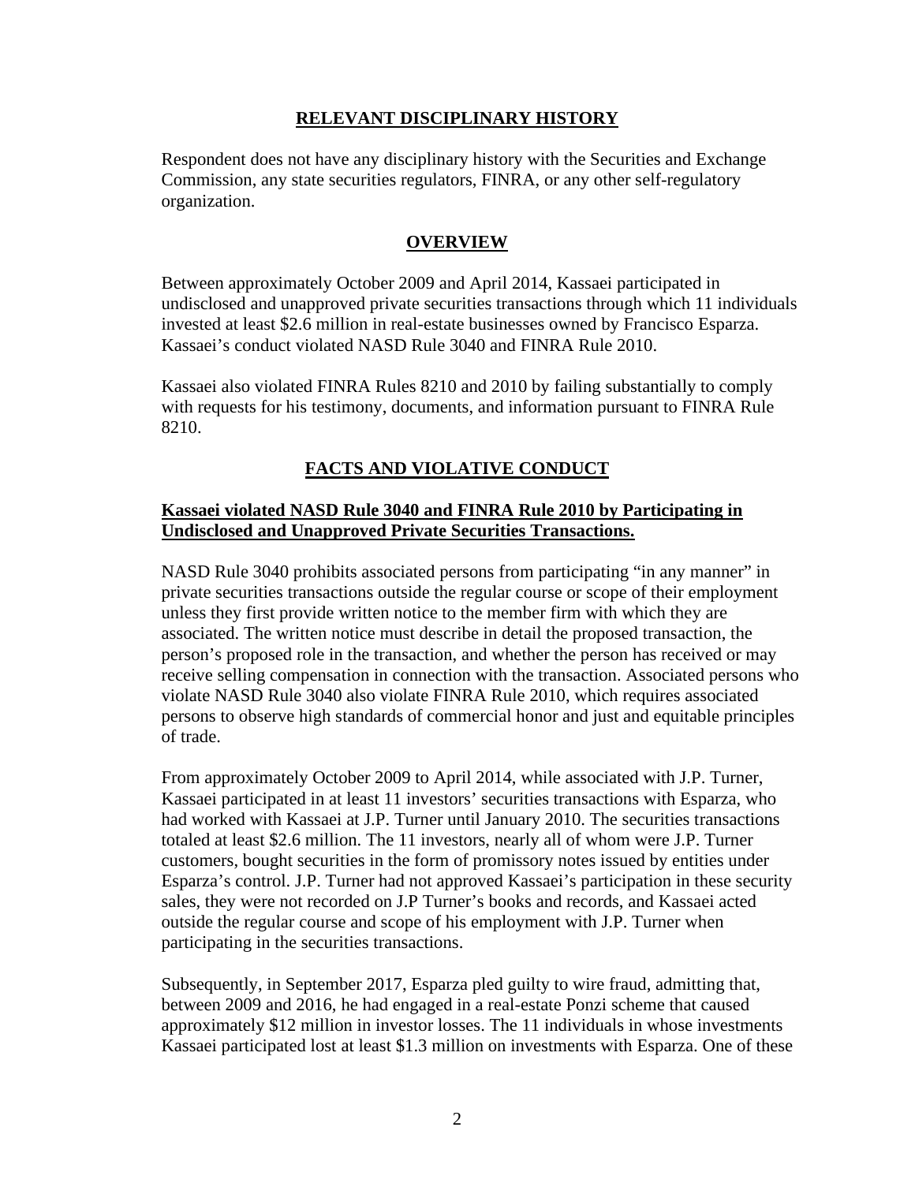## RELEVANT DISCIPLINARY HISTORY

Respondent does not have any disciplinary history with the Securities and Exchange Commission, any state securities regulators, FINRA, or any other self-regulatory organization.

## OVERVIEW

Between approximately October 2009 and April 2014, Kassaei participated in undisclosed and unapproved private securities transactions through which 11 individuals invested at least $2.6 million in real-estate businesses owned by Francisco Esparza. Kassaei's conduct violated NASD Rule 3040 and FINRA Rule 2010.

Kassaei also violated FINRA Rules 8210 and 2010 by failing substantially to comply with requests for his testimony, documents, and information pursuant to FINRA Rule 8210.

## FACTS AND VIOLATIVE CONDUCT

### Kassaei violated NASD Rule 3040 and FINRA Rule 2010 by Participating in Undisclosed and Unapproved Private Securities Transactions.

NASD Rule 3040 prohibits associated persons from participating "in any manner" in private securities transactions outside the regular course or scope of their employment unless they first provide written notice to the member firm with which they are associated. The written notice must describe in detail the proposed transaction, the person's proposed role in the transaction, and whether the person has received or may receive selling compensation in connection with the transaction. Associated persons who violate NASD Rule 3040 also violate FINRA Rule 2010, which requires associated persons to observe high standards of commercial honor and just and equitable principles of trade.

From approximately October 2009 to April 2014, while associated with J.P. Turner, Kassaei participated in at least 11 investors' securities transactions with Esparza, who had worked with Kassaei at J.P. Turner until January 2010. The securities transactions totaled at least $2.6 million. The 11 investors, nearly all of whom were J.P. Turner customers, bought securities in the form of promissory notes issued by entities under Esparza's control. J.P. Turner had not approved Kassaei's participation in these security sales, they were not recorded on J.P Turner's books and records, and Kassaei acted outside the regular course and scope of his employment with J.P. Turner when participating in the securities transactions.

Subsequently, in September 2017, Esparza pled guilty to wire fraud, admitting that, between 2009 and 2016, he had engaged in a real-estate Ponzi scheme that caused approximately $12 million in investor losses. The 11 individuals in whose investments Kassaei participated lost at least $1.3 million on investments with Esparza. One of these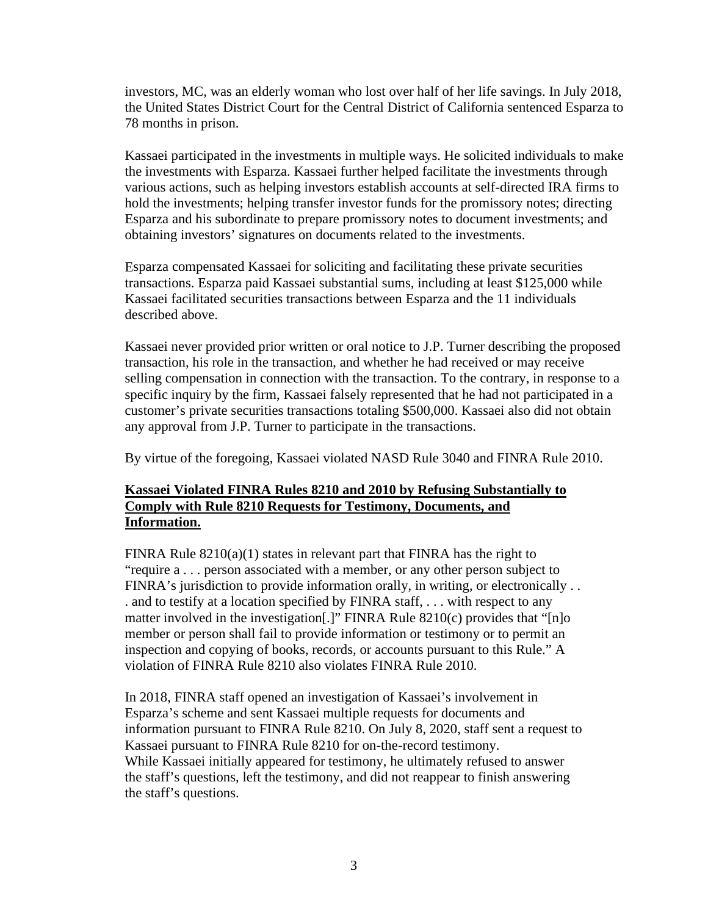investors, MC, was an elderly woman who lost over half of her life savings. In July 2018, the United States District Court for the Central District of California sentenced Esparza to 78 months in prison.

Kassaei participated in the investments in multiple ways. He solicited individuals to make the investments with Esparza. Kassaei further helped facilitate the investments through various actions, such as helping investors establish accounts at self-directed IRA firms to hold the investments; helping transfer investor funds for the promissory notes; directing Esparza and his subordinate to prepare promissory notes to document investments; and obtaining investors' signatures on documents related to the investments.

Esparza compensated Kassaei for soliciting and facilitating these private securities transactions. Esparza paid Kassaei substantial sums, including at least $125,000 while Kassaei facilitated securities transactions between Esparza and the 11 individuals described above.

Kassaei never provided prior written or oral notice to J.P. Turner describing the proposed transaction, his role in the transaction, and whether he had received or may receive selling compensation in connection with the transaction. To the contrary, in response to a specific inquiry by the firm, Kassaei falsely represented that he had not participated in a customer's private securities transactions totaling $500,000. Kassaei also did not obtain any approval from J.P. Turner to participate in the transactions.

By virtue of the foregoing, Kassaei violated NASD Rule 3040 and FINRA Rule 2010.

**Kassaei Violated FINRA Rules 8210 and 2010 by Refusing Substantially to Comply with Rule 8210 Requests for Testimony, Documents, and Information.**

FINRA Rule 8210(a)(1) states in relevant part that FINRA has the right to "require a . . . person associated with a member, or any other person subject to FINRA's jurisdiction to provide information orally, in writing, or electronically . . . and to testify at a location specified by FINRA staff, . . . with respect to any matter involved in the investigation[.]" FINRA Rule 8210(c) provides that "[n]o member or person shall fail to provide information or testimony or to permit an inspection and copying of books, records, or accounts pursuant to this Rule." A violation of FINRA Rule 8210 also violates FINRA Rule 2010.

In 2018, FINRA staff opened an investigation of Kassaei's involvement in Esparza's scheme and sent Kassaei multiple requests for documents and information pursuant to FINRA Rule 8210. On July 8, 2020, staff sent a request to Kassaei pursuant to FINRA Rule 8210 for on-the-record testimony. While Kassaei initially appeared for testimony, he ultimately refused to answer the staff's questions, left the testimony, and did not reappear to finish answering the staff's questions.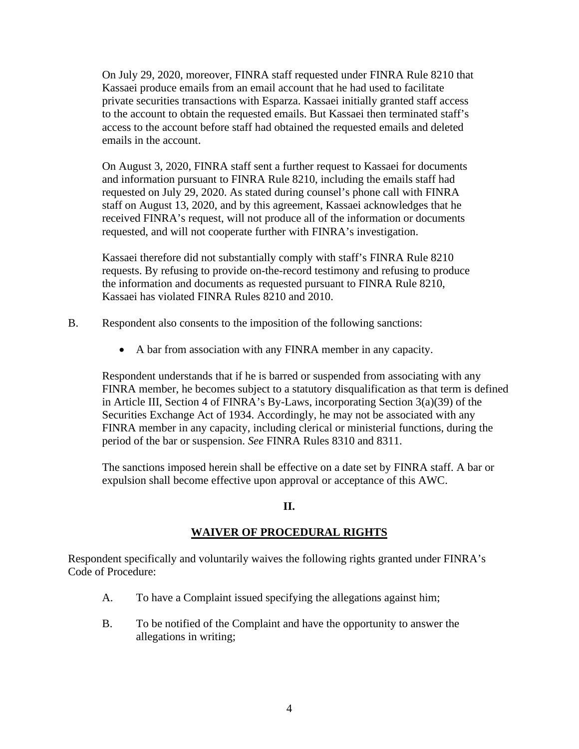On July 29, 2020, moreover, FINRA staff requested under FINRA Rule 8210 that Kassaei produce emails from an email account that he had used to facilitate private securities transactions with Esparza. Kassaei initially granted staff access to the account to obtain the requested emails. But Kassaei then terminated staff's access to the account before staff had obtained the requested emails and deleted emails in the account.

On August 3, 2020, FINRA staff sent a further request to Kassaei for documents and information pursuant to FINRA Rule 8210, including the emails staff had requested on July 29, 2020. As stated during counsel's phone call with FINRA staff on August 13, 2020, and by this agreement, Kassaei acknowledges that he received FINRA's request, will not produce all of the information or documents requested, and will not cooperate further with FINRA's investigation.

Kassaei therefore did not substantially comply with staff's FINRA Rule 8210 requests. By refusing to provide on-the-record testimony and refusing to produce the information and documents as requested pursuant to FINRA Rule 8210, Kassaei has violated FINRA Rules 8210 and 2010.

B. Respondent also consents to the imposition of the following sanctions:

- A bar from association with any FINRA member in any capacity.

Respondent understands that if he is barred or suspended from associating with any FINRA member, he becomes subject to a statutory disqualification as that term is defined in Article III, Section 4 of FINRA's By-Laws, incorporating Section 3(a)(39) of the Securities Exchange Act of 1934. Accordingly, he may not be associated with any FINRA member in any capacity, including clerical or ministerial functions, during the period of the bar or suspension. *See* FINRA Rules 8310 and 8311.

The sanctions imposed herein shall be effective on a date set by FINRA staff. A bar or expulsion shall become effective upon approval or acceptance of this AWC.

## II.

## WAIVER OF PROCEDURAL RIGHTS

Respondent specifically and voluntarily waives the following rights granted under FINRA's Code of Procedure:

A. To have a Complaint issued specifying the allegations against him;

B. To be notified of the Complaint and have the opportunity to answer the allegations in writing;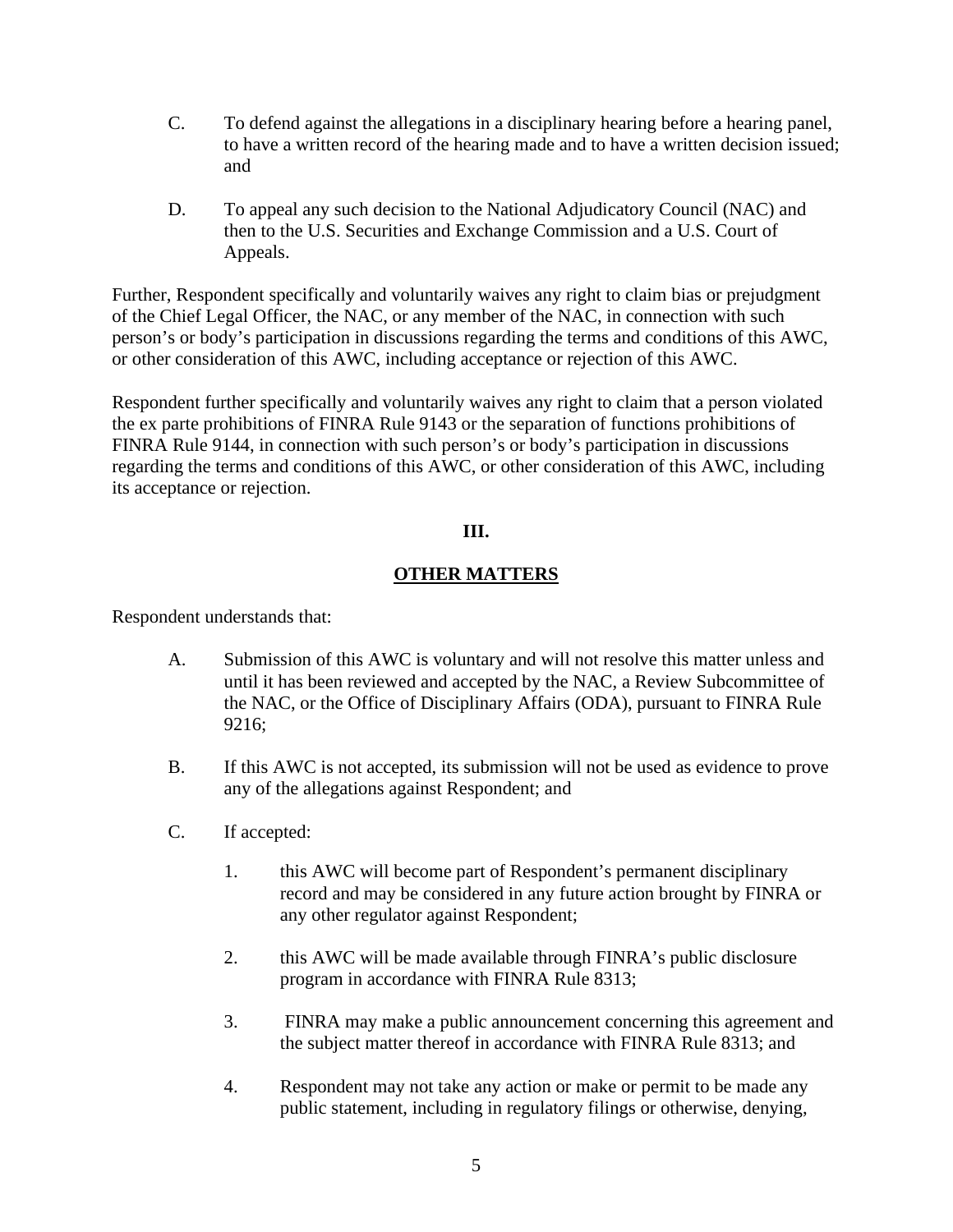C. To defend against the allegations in a disciplinary hearing before a hearing panel, to have a written record of the hearing made and to have a written decision issued; and

D. To appeal any such decision to the National Adjudicatory Council (NAC) and then to the U.S. Securities and Exchange Commission and a U.S. Court of Appeals.

Further, Respondent specifically and voluntarily waives any right to claim bias or prejudgment of the Chief Legal Officer, the NAC, or any member of the NAC, in connection with such person's or body's participation in discussions regarding the terms and conditions of this AWC, or other consideration of this AWC, including acceptance or rejection of this AWC.

Respondent further specifically and voluntarily waives any right to claim that a person violated the ex parte prohibitions of FINRA Rule 9143 or the separation of functions prohibitions of FINRA Rule 9144, in connection with such person's or body's participation in discussions regarding the terms and conditions of this AWC, or other consideration of this AWC, including its acceptance or rejection.

## III.

## OTHER MATTERS

Respondent understands that:

A. Submission of this AWC is voluntary and will not resolve this matter unless and until it has been reviewed and accepted by the NAC, a Review Subcommittee of the NAC, or the Office of Disciplinary Affairs (ODA), pursuant to FINRA Rule 9216;

B. If this AWC is not accepted, its submission will not be used as evidence to prove any of the allegations against Respondent; and

C. If accepted:

1. this AWC will become part of Respondent's permanent disciplinary record and may be considered in any future action brought by FINRA or any other regulator against Respondent;

2. this AWC will be made available through FINRA's public disclosure program in accordance with FINRA Rule 8313;

3. FINRA may make a public announcement concerning this agreement and the subject matter thereof in accordance with FINRA Rule 8313; and

4. Respondent may not take any action or make or permit to be made any public statement, including in regulatory filings or otherwise, denying,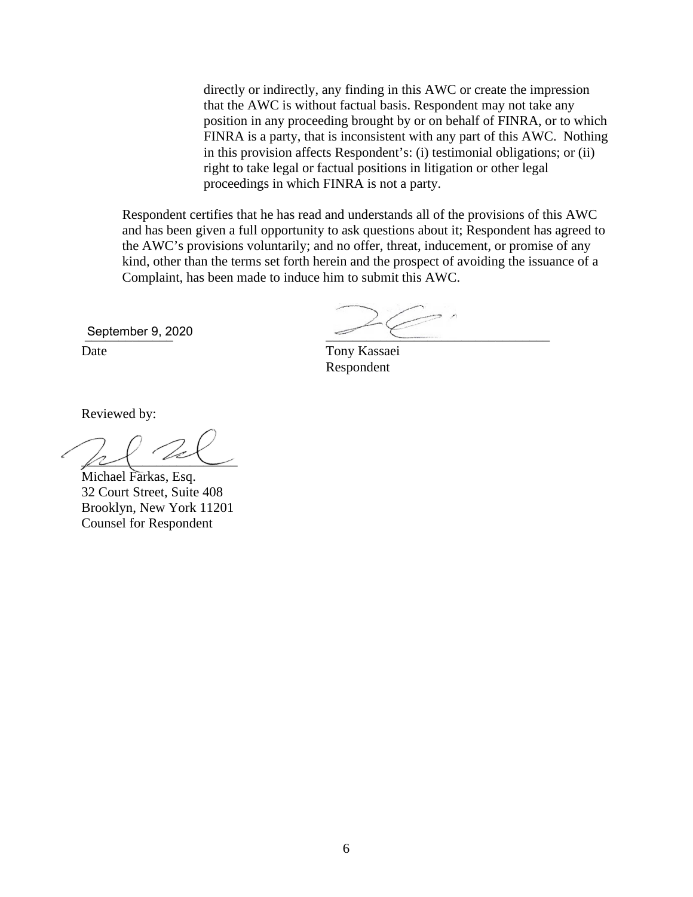directly or indirectly, any finding in this AWC or create the impression that the AWC is without factual basis. Respondent may not take any position in any proceeding brought by or on behalf of FINRA, or to which FINRA is a party, that is inconsistent with any part of this AWC. Nothing in this provision affects Respondent's: (i) testimonial obligations; or (ii) right to take legal or factual positions in litigation or other legal proceedings in which FINRA is not a party.

Respondent certifies that he has read and understands all of the provisions of this AWC and has been given a full opportunity to ask questions about it; Respondent has agreed to the AWC's provisions voluntarily; and no offer, threat, inducement, or promise of any kind, other than the terms set forth herein and the prospect of avoiding the issuance of a Complaint, has been made to induce him to submit this AWC.

September 9, 2020
Date

Tony Kassaei
Respondent

Reviewed by:

Michael Farkas, Esq.
32 Court Street, Suite 408
Brooklyn, New York 11201
Counsel for Respondent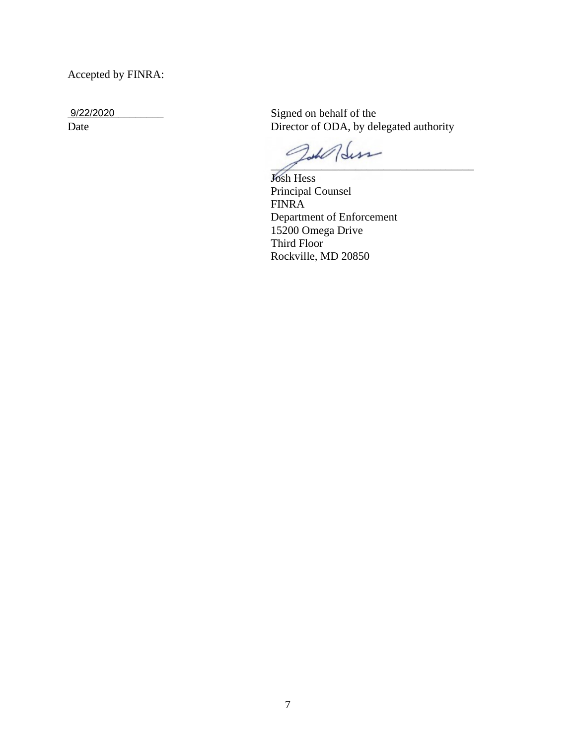Accepted by FINRA:

9/22/2020
Date

Signed on behalf of the
Director of ODA, by delegated authority

Josh Hess
Principal Counsel
FINRA
Department of Enforcement
15200 Omega Drive
Third Floor
Rockville, MD 20850